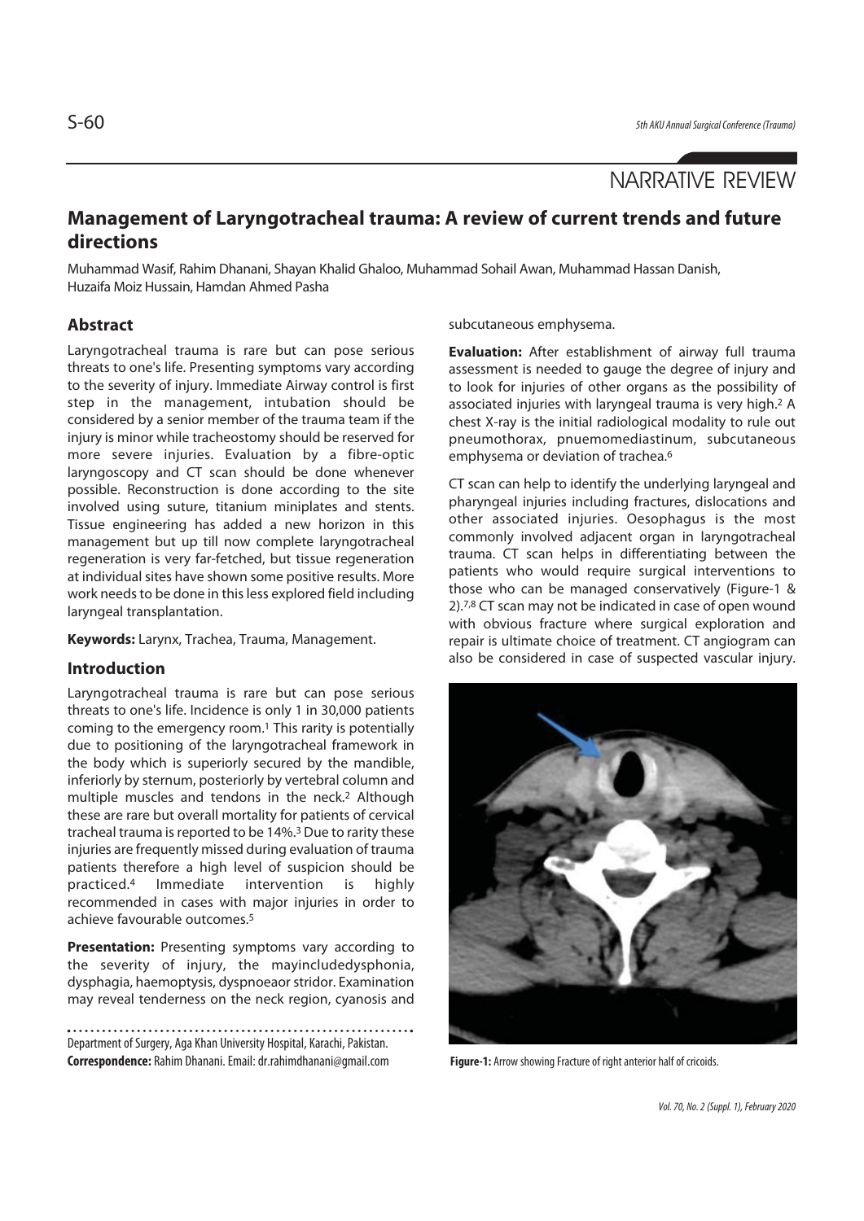NARRATIVE REVIEW

# Management of Laryngotracheal trauma: A review of current trends and future directions

Muhammad Wasif, Rahim Dhanani, Shayan Khalid Ghaloo, Muhammad Sohail Awan, Muhammad Hassan Danish, Huzaifa Moiz Hussain, Hamdan Ahmed Pasha

## Abstract

Laryngotracheal trauma is rare but can pose serious threats to one's life. Presenting symptoms vary according to the severity of injury. Immediate Airway control is first step in the management, intubation should be considered by a senior member of the trauma team if the injury is minor while tracheostomy should be reserved for more severe injuries. Evaluation by a fibre-optic laryngoscopy and CT scan should be done whenever possible. Reconstruction is done according to the site involved using suture, titanium miniplates and stents. Tissue engineering has added a new horizon in this management but up till now complete laryngotracheal regeneration is very far-fetched, but tissue regeneration at individual sites have shown some positive results. More work needs to be done in this less explored field including laryngeal transplantation.

**Keywords:** Larynx, Trachea, Trauma, Management.

## Introduction

Laryngotracheal trauma is rare but can pose serious threats to one's life. Incidence is only 1 in 30,000 patients coming to the emergency room.[1] This rarity is potentially due to positioning of the laryngotracheal framework in the body which is superiorly secured by the mandible, inferiorly by sternum, posteriorly by vertebral column and multiple muscles and tendons in the neck.[2] Although these are rare but overall mortality for patients of cervical tracheal trauma is reported to be 14%.[3] Due to rarity these injuries are frequently missed during evaluation of trauma patients therefore a high level of suspicion should be practiced.[4] Immediate intervention is highly recommended in cases with major injuries in order to achieve favourable outcomes.[5]

**Presentation:** Presenting symptoms vary according to the severity of injury, the mayincludedysphonia, dysphagia, haemoptysis, dyspnoeaor stridor. Examination may reveal tenderness on the neck region, cyanosis and subcutaneous emphysema.

**Evaluation:** After establishment of airway full trauma assessment is needed to gauge the degree of injury and to look for injuries of other organs as the possibility of associated injuries with laryngeal trauma is very high.[2] A chest X-ray is the initial radiological modality to rule out pneumothorax, pnuemomediastinum, subcutaneous emphysema or deviation of trachea.[6]

CT scan can help to identify the underlying laryngeal and pharyngeal injuries including fractures, dislocations and other associated injuries. Oesophagus is the most commonly involved adjacent organ in laryngotracheal trauma. CT scan helps in differentiating between the patients who would require surgical interventions to those who can be managed conservatively (Figure-1 & 2).[7,8] CT scan may not be indicated in case of open wound with obvious fracture where surgical exploration and repair is ultimate choice of treatment. CT angiogram can also be considered in case of suspected vascular injury.

**Figure-1:** Arrow showing Fracture of right anterior half of cricoids.

Department of Surgery, Aga Khan University Hospital, Karachi, Pakistan.

**Correspondence:** Rahim Dhanani. Email: dr.rahimdhanani@gmail.com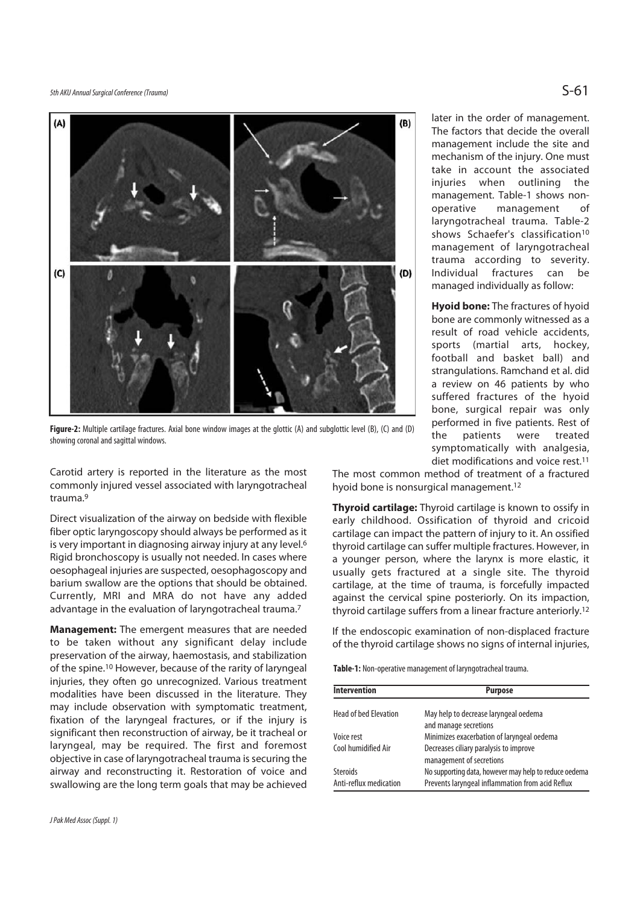Figure-2: Multiple cartilage fractures. Axial bone window images at the glottic (A) and subglottic level (B), (C) and (D) showing coronal and sagittal windows.

Carotid artery is reported in the literature as the most commonly injured vessel associated with laryngotracheal trauma.[9]

Direct visualization of the airway on bedside with flexible fiber optic laryngoscopy should always be performed as it is very important in diagnosing airway injury at any level.[6] Rigid bronchoscopy is usually not needed. In cases where oesophageal injuries are suspected, oesophagoscopy and barium swallow are the options that should be obtained. Currently, MRI and MRA do not have any added advantage in the evaluation of laryngotracheal trauma.[7]

**Management:** The emergent measures that are needed to be taken without any significant delay include preservation of the airway, haemostasis, and stabilization of the spine.[10] However, because of the rarity of laryngeal injuries, they often go unrecognized. Various treatment modalities have been discussed in the literature. They may include observation with symptomatic treatment, fixation of the laryngeal fractures, or if the injury is significant then reconstruction of airway, be it tracheal or laryngeal, may be required. The first and foremost objective in case of laryngotracheal trauma is securing the airway and reconstructing it. Restoration of voice and swallowing are the long term goals that may be achieved later in the order of management. The factors that decide the overall management include the site and mechanism of the injury. One must take in account the associated injuries when outlining the management. Table-1 shows non-operative management of laryngotracheal trauma. Table-2 shows Schaefer's classification[10] management of laryngotracheal trauma according to severity. Individual fractures can be managed individually as follow:

**Hyoid bone:** The fractures of hyoid bone are commonly witnessed as a result of road vehicle accidents, sports (martial arts, hockey, football and basket ball) and strangulations. Ramchand et al. did a review on 46 patients by who suffered fractures of the hyoid bone, surgical repair was only performed in five patients. Rest of the patients were treated symptomatically with analgesia, diet modifications and voice rest.[11] The most common method of treatment of a fractured hyoid bone is nonsurgical management.[12]

**Thyroid cartilage:** Thyroid cartilage is known to ossify in early childhood. Ossification of thyroid and cricoid cartilage can impact the pattern of injury to it. An ossified thyroid cartilage can suffer multiple fractures. However, in a younger person, where the larynx is more elastic, it usually gets fractured at a single site. The thyroid cartilage, at the time of trauma, is forcefully impacted against the cervical spine posteriorly. On its impaction, thyroid cartilage suffers from a linear fracture anteriorly.[12]

If the endoscopic examination of non-displaced fracture of the thyroid cartilage shows no signs of internal injuries,

**Table-1:** Non-operative management of laryngotracheal trauma.

| Intervention | Purpose |
|---|---|
| Head of bed Elevation | May help to decrease laryngeal oedema and manage secretions |
| Voice rest | Minimizes exacerbation of laryngeal oedema |
| Cool humidified Air | Decreases ciliary paralysis to improve management of secretions |
| Steroids | No supporting data, however may help to reduce oedema |
| Anti-reflux medication | Prevents laryngeal inflammation from acid Reflux |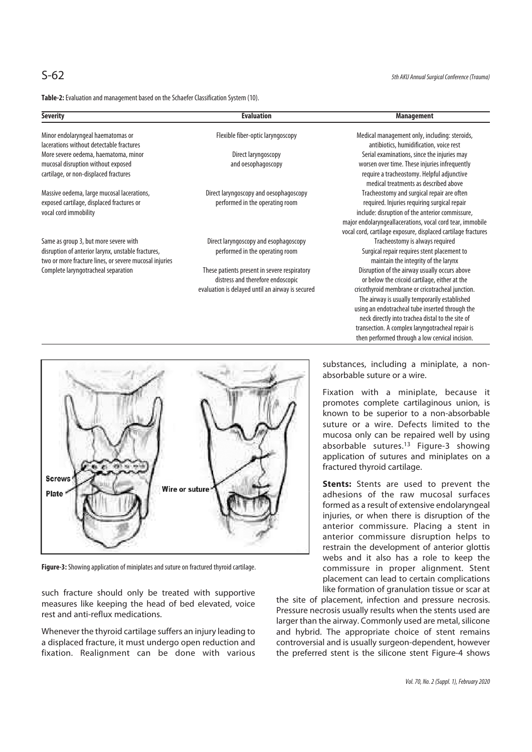**Table-2:** Evaluation and management based on the Schaefer Classification System (10).

| Severity | Evaluation | Management |
|---|---|---|
| Minor endolaryngeal haematomas or lacerations without detectable fractures | Flexible fiber-optic laryngoscopy | Medical management only, including: steroids, antibiotics, humidification, voice rest |
| More severe oedema, haematoma, minor mucosal disruption without exposed cartilage, or non-displaced fractures | Direct laryngoscopy and oesophagoscopy | Serial examinations, since the injuries may worsen over time. These injuries infrequently require a tracheostomy. Helpful adjunctive medical treatments as described above |
| Massive oedema, large mucosal lacerations, exposed cartilage, displaced fractures or vocal cord immobility | Direct laryngoscopy and oesophagoscopy performed in the operating room | Tracheostomy and surgical repair are often required. Injuries requiring surgical repair include: disruption of the anterior commissure, major endolaryngeallacerations, vocal cord tear, immobile vocal cord, cartilage exposure, displaced cartilage fractures |
| Same as group 3, but more severe with disruption of anterior larynx, unstable fractures, two or more fracture lines, or severe mucosal injuries | Direct laryngoscopy and esophagoscopy performed in the operating room | Tracheostomy is always required Surgical repair requires stent placement to maintain the integrity of the larynx |
| Complete laryngotracheal separation | These patients present in severe respiratory distress and therefore endoscopic evaluation is delayed until an airway is secured | Disruption of the airway usually occurs above or below the cricoid cartilage, either at the cricothyroid membrane or cricotracheal junction. The airway is usually temporarily established using an endotracheal tube inserted through the neck directly into trachea distal to the site of transection. A complex laryngotracheal repair is then performed through a low cervical incision. |

**Figure-3:** Showing application of miniplates and suture on fractured thyroid cartilage.

such fracture should only be treated with supportive measures like keeping the head of bed elevated, voice rest and anti-reflux medications.

Whenever the thyroid cartilage suffers an injury leading to a displaced fracture, it must undergo open reduction and fixation. Realignment can be done with various substances, including a miniplate, a non-absorbable suture or a wire.

Fixation with a miniplate, because it promotes complete cartilaginous union, is known to be superior to a non-absorbable suture or a wire. Defects limited to the mucosa only can be repaired well by using absorbable sutures.[13] Figure-3 showing application of sutures and miniplates on a fractured thyroid cartilage.

**Stents:** Stents are used to prevent the adhesions of the raw mucosal surfaces formed as a result of extensive endolaryngeal injuries, or when there is disruption of the anterior commissure. Placing a stent in anterior commissure disruption helps to restrain the development of anterior glottis webs and it also has a role to keep the commissure in proper alignment. Stent placement can lead to certain complications like formation of granulation tissue or scar at the site of placement, infection and pressure necrosis. Pressure necrosis usually results when the stents used are larger than the airway. Commonly used are metal, silicone and hybrid. The appropriate choice of stent remains controversial and is usually surgeon-dependent, however the preferred stent is the silicone stent Figure-4 shows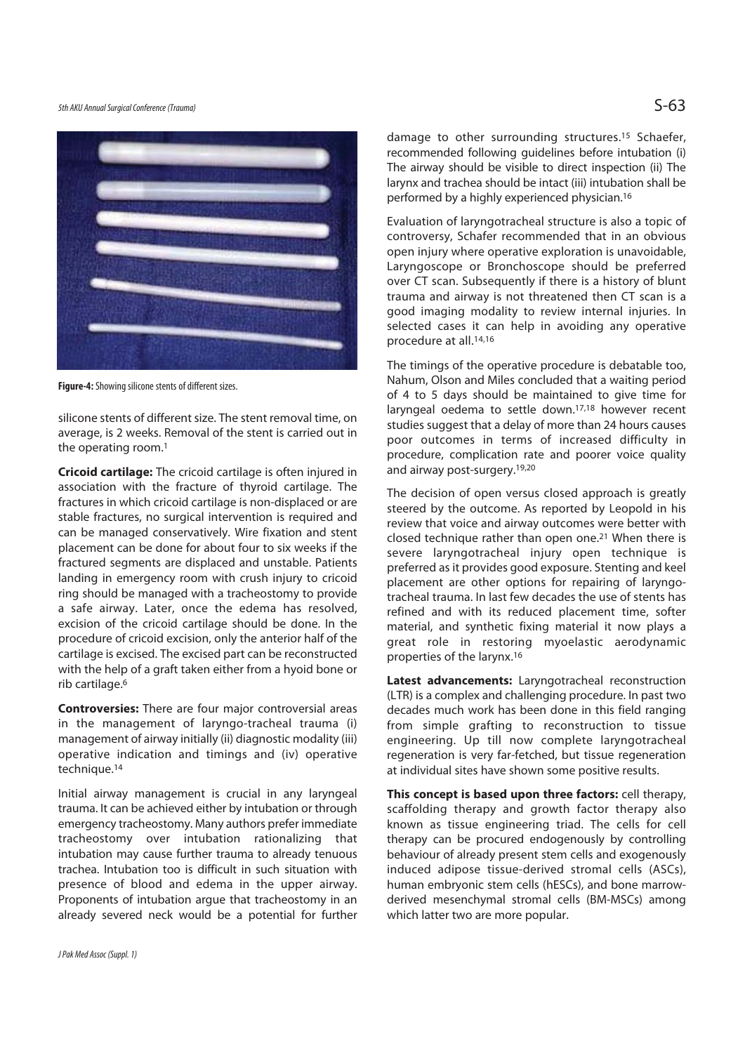Figure-4: Showing silicone stents of different sizes.

silicone stents of different size. The stent removal time, on average, is 2 weeks. Removal of the stent is carried out in the operating room.[1]

**Cricoid cartilage:** The cricoid cartilage is often injured in association with the fracture of thyroid cartilage. The fractures in which cricoid cartilage is non-displaced or are stable fractures, no surgical intervention is required and can be managed conservatively. Wire fixation and stent placement can be done for about four to six weeks if the fractured segments are displaced and unstable. Patients landing in emergency room with crush injury to cricoid ring should be managed with a tracheostomy to provide a safe airway. Later, once the edema has resolved, excision of the cricoid cartilage should be done. In the procedure of cricoid excision, only the anterior half of the cartilage is excised. The excised part can be reconstructed with the help of a graft taken either from a hyoid bone or rib cartilage.[6]

**Controversies:** There are four major controversial areas in the management of laryngo-tracheal trauma (i) management of airway initially (ii) diagnostic modality (iii) operative indication and timings and (iv) operative technique.[14]

Initial airway management is crucial in any laryngeal trauma. It can be achieved either by intubation or through emergency tracheostomy. Many authors prefer immediate tracheostomy over intubation rationalizing that intubation may cause further trauma to already tenuous trachea. Intubation too is difficult in such situation with presence of blood and edema in the upper airway. Proponents of intubation argue that tracheostomy in an already severed neck would be a potential for further damage to other surrounding structures.[15] Schaefer, recommended following guidelines before intubation (i) The airway should be visible to direct inspection (ii) The larynx and trachea should be intact (iii) intubation shall be performed by a highly experienced physician.[16]

Evaluation of laryngotracheal structure is also a topic of controversy, Schafer recommended that in an obvious open injury where operative exploration is unavoidable, Laryngoscope or Bronchoscope should be preferred over CT scan. Subsequently if there is a history of blunt trauma and airway is not threatened then CT scan is a good imaging modality to review internal injuries. In selected cases it can help in avoiding any operative procedure at all.[14,16]

The timings of the operative procedure is debatable too, Nahum, Olson and Miles concluded that a waiting period of 4 to 5 days should be maintained to give time for laryngeal oedema to settle down.[17,18] however recent studies suggest that a delay of more than 24 hours causes poor outcomes in terms of increased difficulty in procedure, complication rate and poorer voice quality and airway post-surgery.[19,20]

The decision of open versus closed approach is greatly steered by the outcome. As reported by Leopold in his review that voice and airway outcomes were better with closed technique rather than open one.[21] When there is severe laryngotracheal injury open technique is preferred as it provides good exposure. Stenting and keel placement are other options for repairing of laryngo-tracheal trauma. In last few decades the use of stents has refined and with its reduced placement time, softer material, and synthetic fixing material it now plays a great role in restoring myoelastic aerodynamic properties of the larynx.[16]

**Latest advancements:** Laryngotracheal reconstruction (LTR) is a complex and challenging procedure. In past two decades much work has been done in this field ranging from simple grafting to reconstruction to tissue engineering. Up till now complete laryngotracheal regeneration is very far-fetched, but tissue regeneration at individual sites have shown some positive results.

**This concept is based upon three factors:** cell therapy, scaffolding therapy and growth factor therapy also known as tissue engineering triad. The cells for cell therapy can be procured endogenously by controlling behaviour of already present stem cells and exogenously induced adipose tissue-derived stromal cells (ASCs), human embryonic stem cells (hESCs), and bone marrow-derived mesenchymal stromal cells (BM-MSCs) among which latter two are more popular.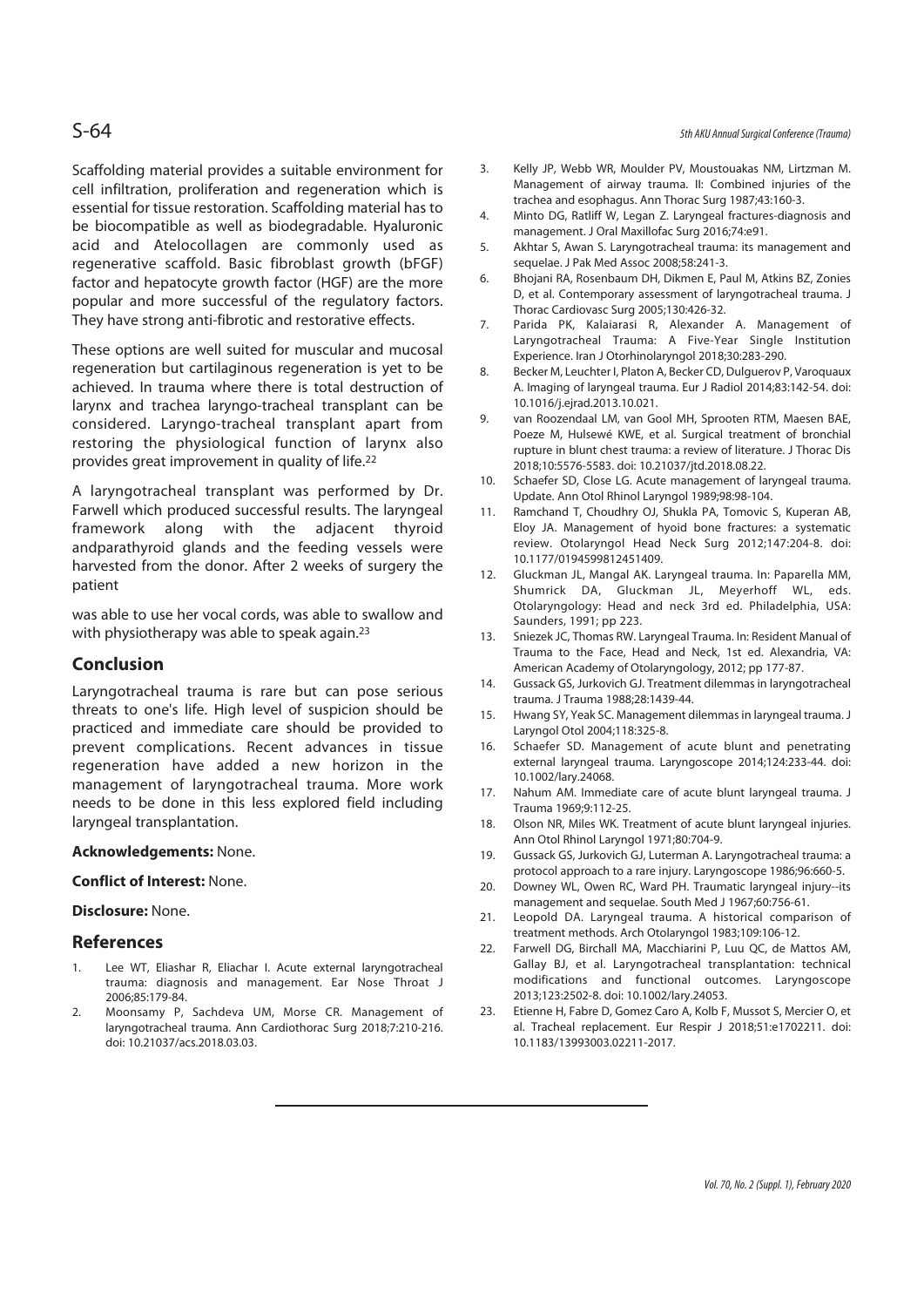Scaffolding material provides a suitable environment for cell infiltration, proliferation and regeneration which is essential for tissue restoration. Scaffolding material has to be biocompatible as well as biodegradable. Hyaluronic acid and Atelocollagen are commonly used as regenerative scaffold. Basic fibroblast growth (bFGF) factor and hepatocyte growth factor (HGF) are the more popular and more successful of the regulatory factors. They have strong anti-fibrotic and restorative effects.

These options are well suited for muscular and mucosal regeneration but cartilaginous regeneration is yet to be achieved. In trauma where there is total destruction of larynx and trachea laryngo-tracheal transplant can be considered. Laryngo-tracheal transplant apart from restoring the physiological function of larynx also provides great improvement in quality of life.[22]

A laryngotracheal transplant was performed by Dr. Farwell which produced successful results. The laryngeal framework along with the adjacent thyroid andparathyroid glands and the feeding vessels were harvested from the donor. After 2 weeks of surgery the patient

was able to use her vocal cords, was able to swallow and with physiotherapy was able to speak again.[23]

## Conclusion

Laryngotracheal trauma is rare but can pose serious threats to one's life. High level of suspicion should be practiced and immediate care should be provided to prevent complications. Recent advances in tissue regeneration have added a new horizon in the management of laryngotracheal trauma. More work needs to be done in this less explored field including laryngeal transplantation.

**Acknowledgements:** None.

**Conflict of Interest:** None.

**Disclosure:** None.

## References

1. Lee WT, Eliashar R, Eliachar I. Acute external laryngotracheal trauma: diagnosis and management. Ear Nose Throat J 2006;85:179-84.
2. Moonsamy P, Sachdeva UM, Morse CR. Management of laryngotracheal trauma. Ann Cardiothorac Surg 2018;7:210-216. doi: 10.21037/acs.2018.03.03.
3. Kelly JP, Webb WR, Moulder PV, Moustouakas NM, Lirtzman M. Management of airway trauma. II: Combined injuries of the trachea and esophagus. Ann Thorac Surg 1987;43:160-3.
4. Minto DG, Ratliff W, Legan Z. Laryngeal fractures-diagnosis and management. J Oral Maxillofac Surg 2016;74:e91.
5. Akhtar S, Awan S. Laryngotracheal trauma: its management and sequelae. J Pak Med Assoc 2008;58:241-3.
6. Bhojani RA, Rosenbaum DH, Dikmen E, Paul M, Atkins BZ, Zonies D, et al. Contemporary assessment of laryngotracheal trauma. J Thorac Cardiovasc Surg 2005;130:426-32.
7. Parida PK, Kalaiarasi R, Alexander A. Management of Laryngotracheal Trauma: A Five-Year Single Institution Experience. Iran J Otorhinolaryngol 2018;30:283-290.
8. Becker M, Leuchter I, Platon A, Becker CD, Dulguerov P, Varoquaux A. Imaging of laryngeal trauma. Eur J Radiol 2014;83:142-54. doi: 10.1016/j.ejrad.2013.10.021.
9. van Roozendaal LM, van Gool MH, Sprooten RTM, Maesen BAE, Poeze M, Hulsewé KWE, et al. Surgical treatment of bronchial rupture in blunt chest trauma: a review of literature. J Thorac Dis 2018;10:5576-5583. doi: 10.21037/jtd.2018.08.22.
10. Schaefer SD, Close LG. Acute management of laryngeal trauma. Update. Ann Otol Rhinol Laryngol 1989;98:98-104.
11. Ramchand T, Choudhry OJ, Shukla PA, Tomovic S, Kuperan AB, Eloy JA. Management of hyoid bone fractures: a systematic review. Otolaryngol Head Neck Surg 2012;147:204-8. doi: 10.1177/0194599812451409.
12. Gluckman JL, Mangal AK. Laryngeal trauma. In: Paparella MM, Shumrick DA, Gluckman JL, Meyerhoff WL, eds. Otolaryngology: Head and neck 3rd ed. Philadelphia, USA: Saunders, 1991; pp 223.
13. Sniezek JC, Thomas RW. Laryngeal Trauma. In: Resident Manual of Trauma to the Face, Head and Neck, 1st ed. Alexandria, VA: American Academy of Otolaryngology, 2012; pp 177-87.
14. Gussack GS, Jurkovich GJ. Treatment dilemmas in laryngotracheal trauma. J Trauma 1988;28:1439-44.
15. Hwang SY, Yeak SC. Management dilemmas in laryngeal trauma. J Laryngol Otol 2004;118:325-8.
16. Schaefer SD. Management of acute blunt and penetrating external laryngeal trauma. Laryngoscope 2014;124:233-44. doi: 10.1002/lary.24068.
17. Nahum AM. Immediate care of acute blunt laryngeal trauma. J Trauma 1969;9:112-25.
18. Olson NR, Miles WK. Treatment of acute blunt laryngeal injuries. Ann Otol Rhinol Laryngol 1971;80:704-9.
19. Gussack GS, Jurkovich GJ, Luterman A. Laryngotracheal trauma: a protocol approach to a rare injury. Laryngoscope 1986;96:660-5.
20. Downey WL, Owen RC, Ward PH. Traumatic laryngeal injury--its management and sequelae. South Med J 1967;60:756-61.
21. Leopold DA. Laryngeal trauma. A historical comparison of treatment methods. Arch Otolaryngol 1983;109:106-12.
22. Farwell DG, Birchall MA, Macchiarini P, Luu QC, de Mattos AM, Gallay BJ, et al. Laryngotracheal transplantation: technical modifications and functional outcomes. Laryngoscope 2013;123:2502-8. doi: 10.1002/lary.24053.
23. Etienne H, Fabre D, Gomez Caro A, Kolb F, Mussot S, Mercier O, et al. Tracheal replacement. Eur Respir J 2018;51:e1702211. doi: 10.1183/13993003.02211-2017.